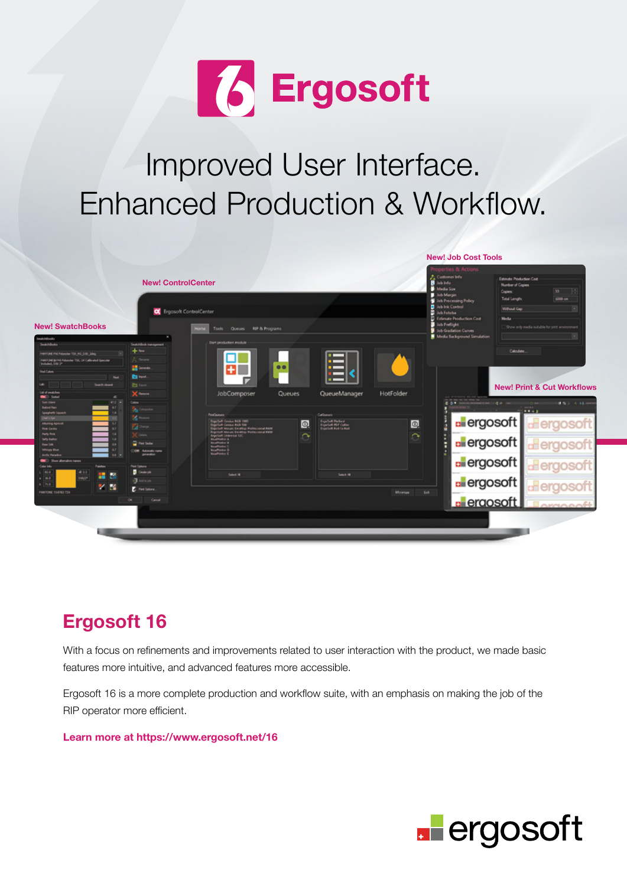# Ergosoft

## Improved User Interface.
## Enhanced Production & Workflow.

New! Job Cost Tools

New! ControlCenter

New! SwatchBooks

New! Print & Cut Workflows

## Ergosoft 16

With a focus on refinements and improvements related to user interaction with the product, we made basic features more intuitive, and advanced features more accessible.

Ergosoft 16 is a more complete production and workflow suite, with an emphasis on making the job of the RIP operator more efficient.

**Learn more at https://www.ergosoft.net/16**

ergosoft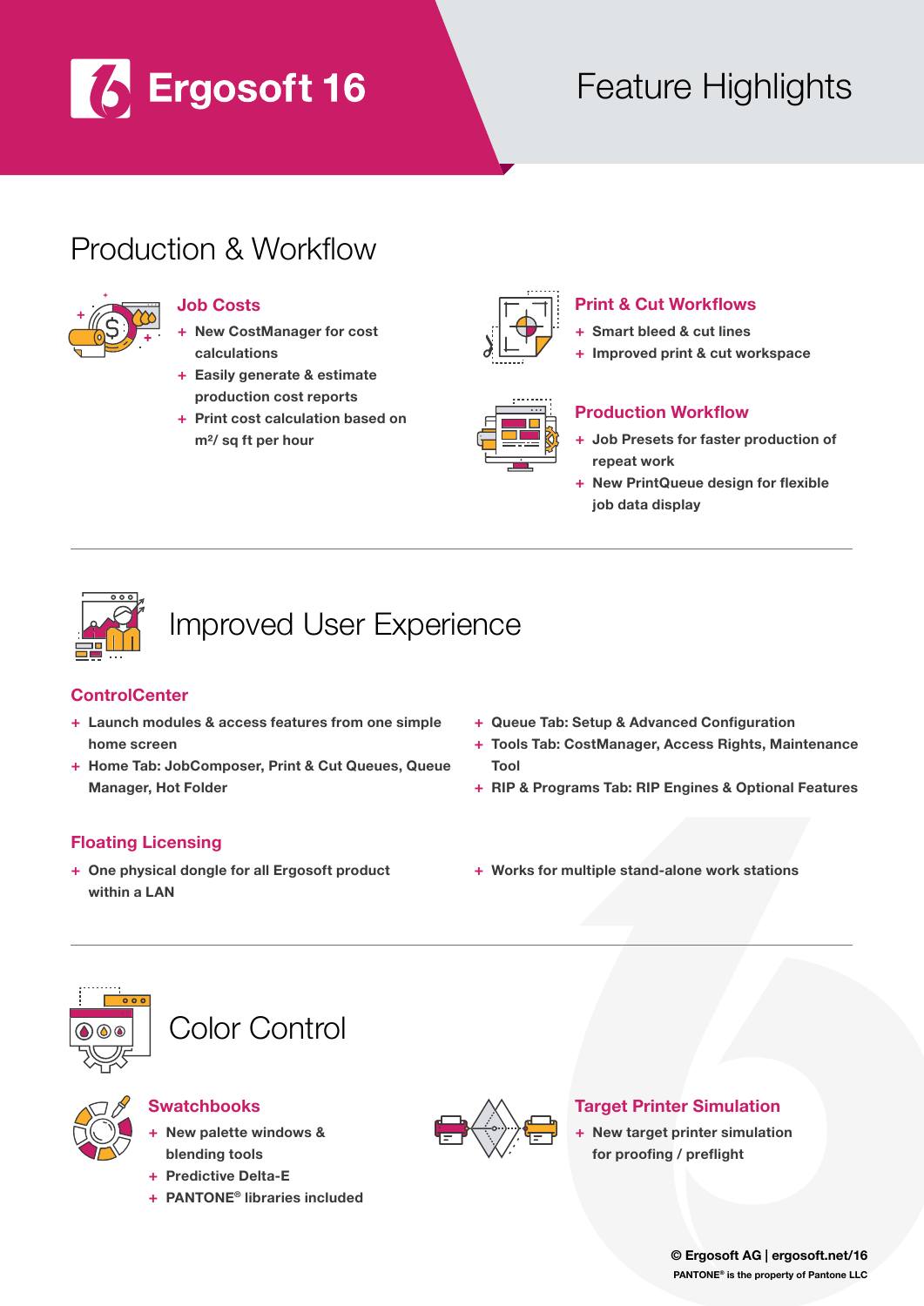# Ergosoft 16

# Feature Highlights

## Production & Workflow

### Job Costs

- New CostManager for cost calculations
- Easily generate & estimate production cost reports
- Print cost calculation based on $m^2$/ sq ft per hour

### Print & Cut Workflows

- Smart bleed & cut lines
- Improved print & cut workspace

### Production Workflow

- Job Presets for faster production of repeat work
- New PrintQueue design for flexible job data display

## Improved User Experience

### ControlCenter

- Launch modules & access features from one simple home screen
- Home Tab: JobComposer, Print & Cut Queues, Queue Manager, Hot Folder
- Queue Tab: Setup & Advanced Configuration
- Tools Tab: CostManager, Access Rights, Maintenance Tool
- RIP & Programs Tab: RIP Engines & Optional Features

### Floating Licensing

- One physical dongle for all Ergosoft product within a LAN
- Works for multiple stand-alone work stations

## Color Control

### Swatchbooks

- New palette windows & blending tools
- Predictive Delta-E
- PANTONE® libraries included

### Target Printer Simulation

- New target printer simulation for proofing / preflight

© Ergosoft AG | ergosoft.net/16

PANTONE® is the property of Pantone LLC